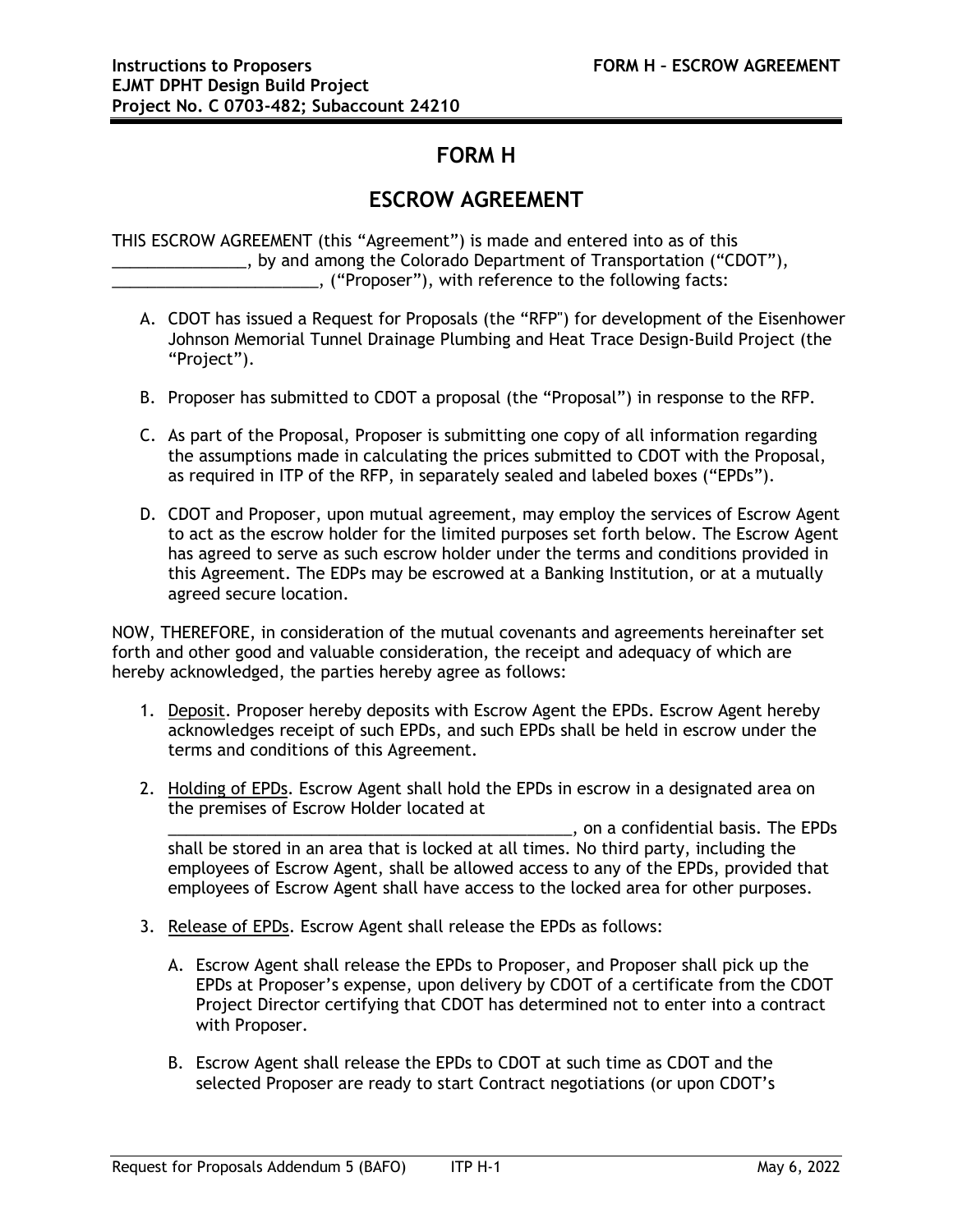# FORM H

# ESCROW AGREEMENT

THIS ESCROW AGREEMENT (this "Agreement") is made and entered into as of this _______________, by and among the Colorado Department of Transportation ("CDOT"), ________________________, ("Proposer"), with reference to the following facts:

A. CDOT has issued a Request for Proposals (the "RFP") for development of the Eisenhower Johnson Memorial Tunnel Drainage Plumbing and Heat Trace Design-Build Project (the "Project").

B. Proposer has submitted to CDOT a proposal (the "Proposal") in response to the RFP.

C. As part of the Proposal, Proposer is submitting one copy of all information regarding the assumptions made in calculating the prices submitted to CDOT with the Proposal, as required in ITP of the RFP, in separately sealed and labeled boxes ("EPDs").

D. CDOT and Proposer, upon mutual agreement, may employ the services of Escrow Agent to act as the escrow holder for the limited purposes set forth below. The Escrow Agent has agreed to serve as such escrow holder under the terms and conditions provided in this Agreement. The EDPs may be escrowed at a Banking Institution, or at a mutually agreed secure location.

NOW, THEREFORE, in consideration of the mutual covenants and agreements hereinafter set forth and other good and valuable consideration, the receipt and adequacy of which are hereby acknowledged, the parties hereby agree as follows:

1. Deposit. Proposer hereby deposits with Escrow Agent the EPDs. Escrow Agent hereby acknowledges receipt of such EPDs, and such EPDs shall be held in escrow under the terms and conditions of this Agreement.

2. Holding of EPDs. Escrow Agent shall hold the EPDs in escrow in a designated area on the premises of Escrow Holder located at _______________________________________________, on a confidential basis. The EPDs shall be stored in an area that is locked at all times. No third party, including the employees of Escrow Agent, shall be allowed access to any of the EPDs, provided that employees of Escrow Agent shall have access to the locked area for other purposes.

3. Release of EPDs. Escrow Agent shall release the EPDs as follows:

   A. Escrow Agent shall release the EPDs to Proposer, and Proposer shall pick up the EPDs at Proposer's expense, upon delivery by CDOT of a certificate from the CDOT Project Director certifying that CDOT has determined not to enter into a contract with Proposer.

   B. Escrow Agent shall release the EPDs to CDOT at such time as CDOT and the selected Proposer are ready to start Contract negotiations (or upon CDOT's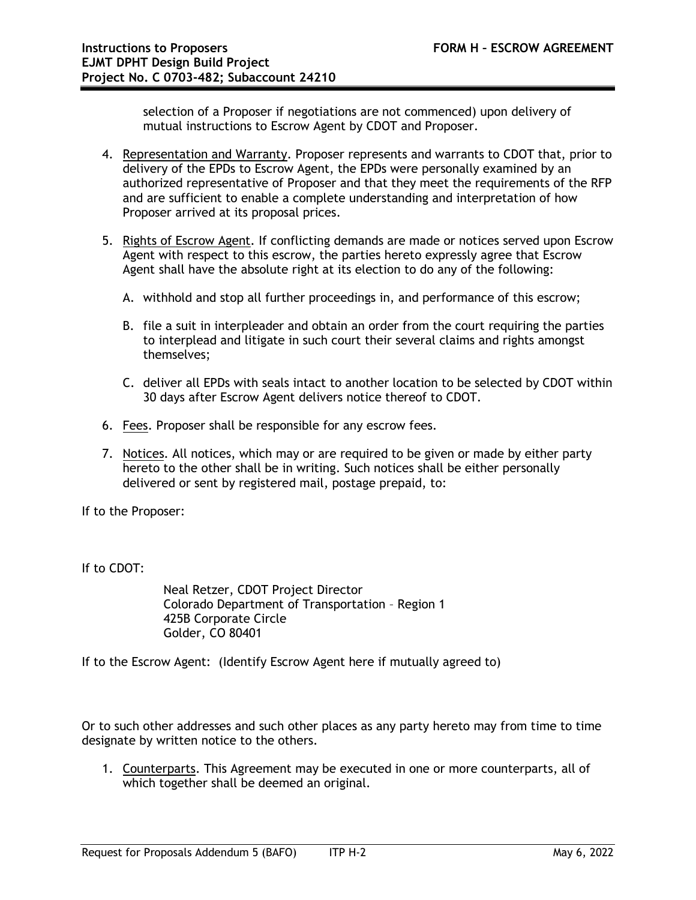selection of a Proposer if negotiations are not commenced) upon delivery of mutual instructions to Escrow Agent by CDOT and Proposer.

4. Representation and Warranty. Proposer represents and warrants to CDOT that, prior to delivery of the EPDs to Escrow Agent, the EPDs were personally examined by an authorized representative of Proposer and that they meet the requirements of the RFP and are sufficient to enable a complete understanding and interpretation of how Proposer arrived at its proposal prices.

5. Rights of Escrow Agent. If conflicting demands are made or notices served upon Escrow Agent with respect to this escrow, the parties hereto expressly agree that Escrow Agent shall have the absolute right at its election to do any of the following:

   A. withhold and stop all further proceedings in, and performance of this escrow;

   B. file a suit in interpleader and obtain an order from the court requiring the parties to interplead and litigate in such court their several claims and rights amongst themselves;

   C. deliver all EPDs with seals intact to another location to be selected by CDOT within 30 days after Escrow Agent delivers notice thereof to CDOT.

6. Fees. Proposer shall be responsible for any escrow fees.

7. Notices. All notices, which may or are required to be given or made by either party hereto to the other shall be in writing. Such notices shall be either personally delivered or sent by registered mail, postage prepaid, to:

If to the Proposer:

If to CDOT:

Neal Retzer, CDOT Project Director
Colorado Department of Transportation – Region 1
425B Corporate Circle
Golder, CO 80401

If to the Escrow Agent: (Identify Escrow Agent here if mutually agreed to)

Or to such other addresses and such other places as any party hereto may from time to time designate by written notice to the others.

1. Counterparts. This Agreement may be executed in one or more counterparts, all of which together shall be deemed an original.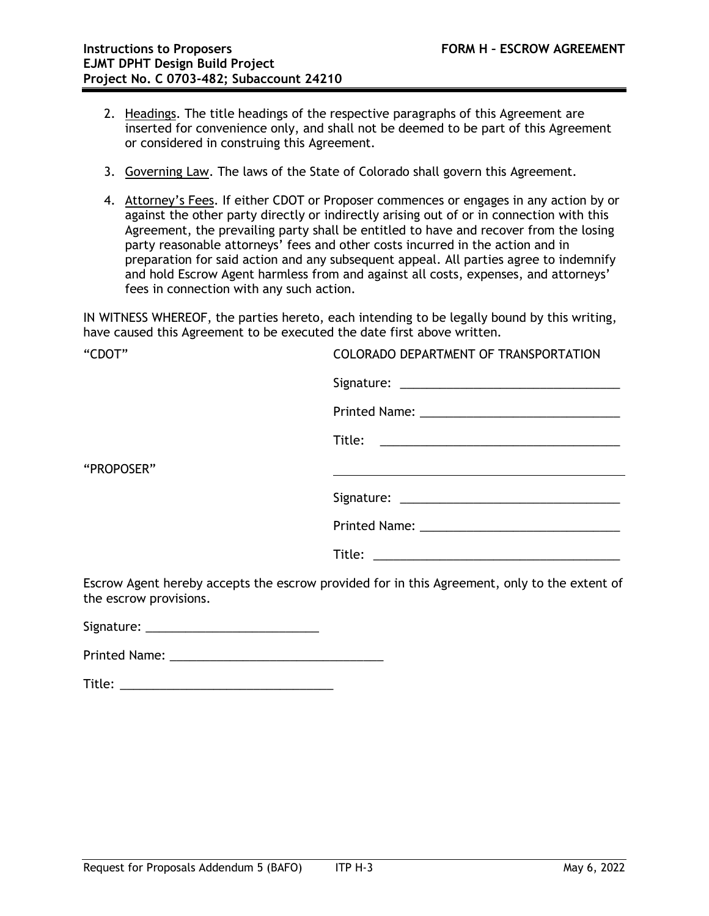2. <u>Headings</u>. The title headings of the respective paragraphs of this Agreement are inserted for convenience only, and shall not be deemed to be part of this Agreement or considered in construing this Agreement.

3. <u>Governing Law</u>. The laws of the State of Colorado shall govern this Agreement.

4. <u>Attorney's Fees</u>. If either CDOT or Proposer commences or engages in any action by or against the other party directly or indirectly arising out of or in connection with this Agreement, the prevailing party shall be entitled to have and recover from the losing party reasonable attorneys' fees and other costs incurred in the action and in preparation for said action and any subsequent appeal. All parties agree to indemnify and hold Escrow Agent harmless from and against all costs, expenses, and attorneys' fees in connection with any such action.

IN WITNESS WHEREOF, the parties hereto, each intending to be legally bound by this writing, have caused this Agreement to be executed the date first above written.

"CDOT" COLORADO DEPARTMENT OF TRANSPORTATION

Signature: ________________________________

Printed Name: ____________________________

Title: ___________________________________

"PROPOSER" ________________________________________

Signature: ________________________________

Printed Name: ____________________________

Title: ___________________________________

Escrow Agent hereby accepts the escrow provided for in this Agreement, only to the extent of the escrow provisions.

Signature: __________________________

Printed Name: ________________________________

Title: _______________________________